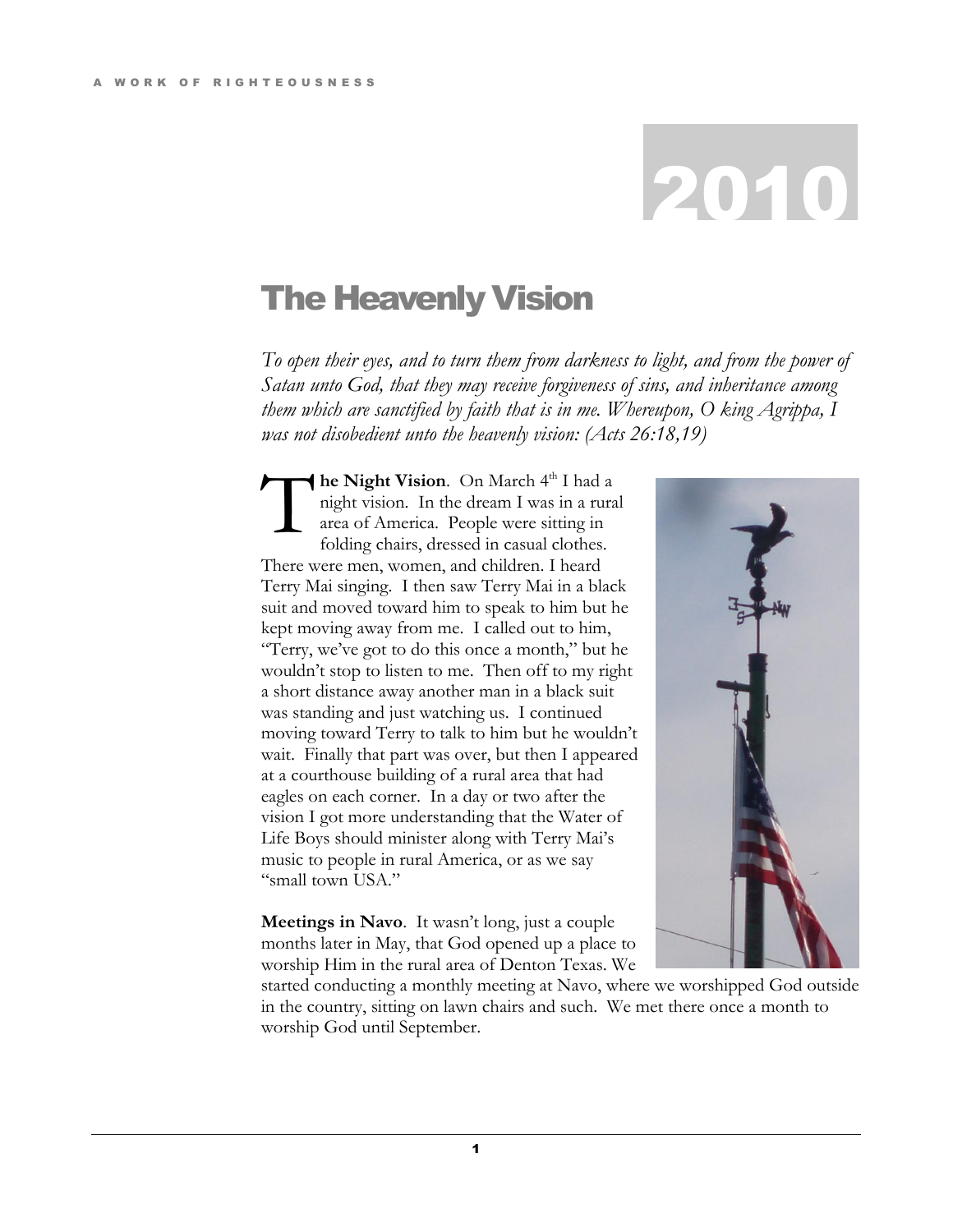# 2010

## The Heavenly Vision

*To open their eyes, and to turn them from darkness to light, and from the power of Satan unto God, that they may receive forgiveness of sins, and inheritance among them which are sanctified by faith that is in me. Whereupon, O king Agrippa, I was not disobedient unto the heavenly vision: (Acts 26:18,19)*

**The Night Vision**. On March 4th I had a night vision. In the dream I was in a rural area of America. People were sitting in folding chairs, dressed in casual clothes. There were men, women, and children. I heard Terry Mai singing. I then saw Terry Mai in a black suit and moved toward him to speak to him but he kept moving away from me. I called out to him, "Terry, we've got to do this once a month," but he wouldn't stop to listen to me. Then off to my right a short distance away another man in a black suit was standing and just watching us. I continued moving toward Terry to talk to him but he wouldn't wait. Finally that part was over, but then I appeared at a courthouse building of a rural area that had eagles on each corner. In a day or two after the vision I got more understanding that the Water of Life Boys should minister along with Terry Mai's music to people in rural America, or as we say "small town USA."

**Meetings in Navo**. It wasn't long, just a couple months later in May, that God opened up a place to worship Him in the rural area of Denton Texas. We started conducting a monthly meeting at Navo, where we worshipped God outside in the country, sitting on lawn chairs and such. We met there once a month to worship God until September.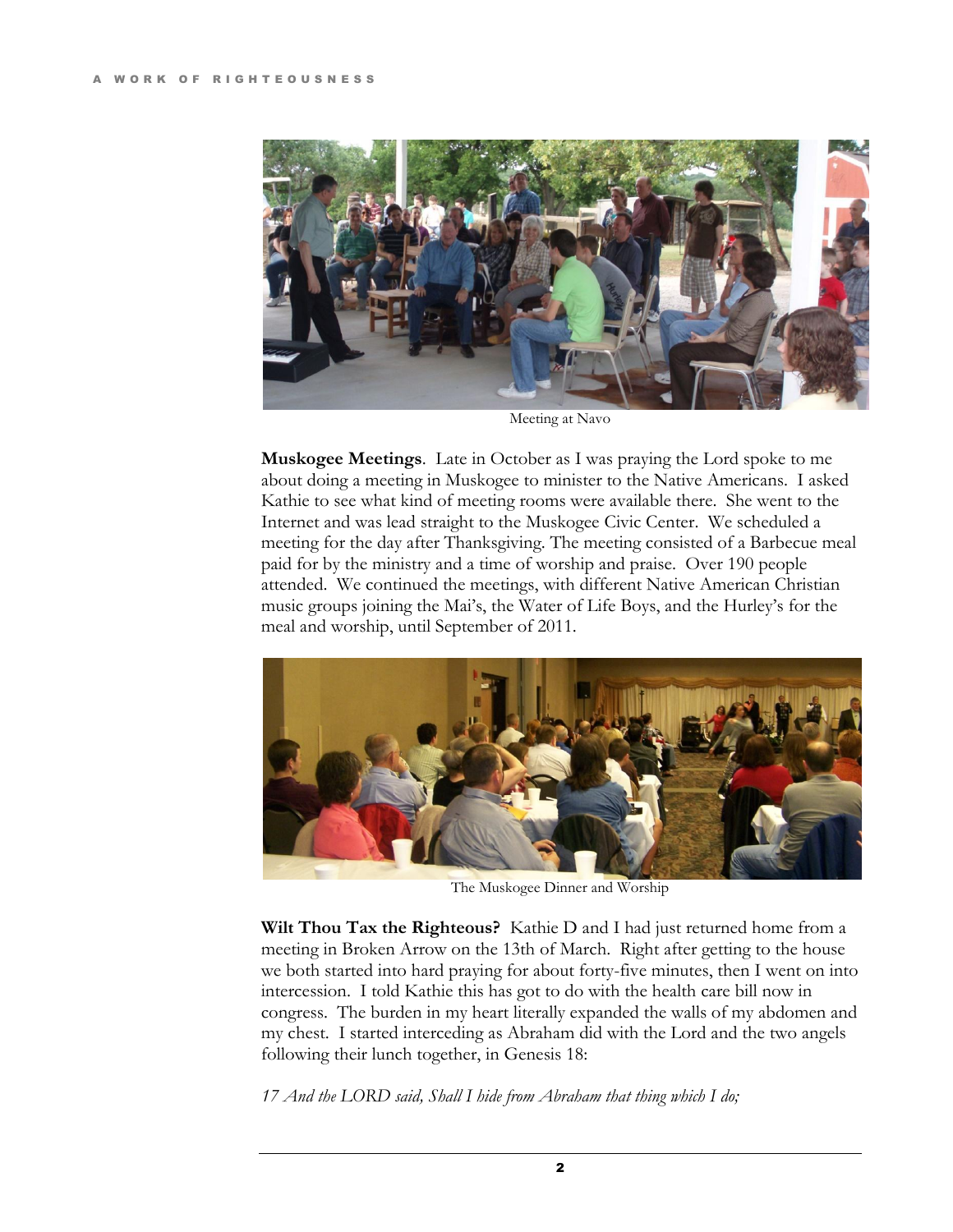Meeting at Navo

**Muskogee Meetings**. Late in October as I was praying the Lord spoke to me about doing a meeting in Muskogee to minister to the Native Americans. I asked Kathie to see what kind of meeting rooms were available there. She went to the Internet and was lead straight to the Muskogee Civic Center. We scheduled a meeting for the day after Thanksgiving. The meeting consisted of a Barbecue meal paid for by the ministry and a time of worship and praise. Over 190 people attended. We continued the meetings, with different Native American Christian music groups joining the Mai's, the Water of Life Boys, and the Hurley's for the meal and worship, until September of 2011.

The Muskogee Dinner and Worship

**Wilt Thou Tax the Righteous?** Kathie D and I had just returned home from a meeting in Broken Arrow on the 13th of March. Right after getting to the house we both started into hard praying for about forty-five minutes, then I went on into intercession. I told Kathie this has got to do with the health care bill now in congress. The burden in my heart literally expanded the walls of my abdomen and my chest. I started interceding as Abraham did with the Lord and the two angels following their lunch together, in Genesis 18:

*17 And the LORD said, Shall I hide from Abraham that thing which I do;*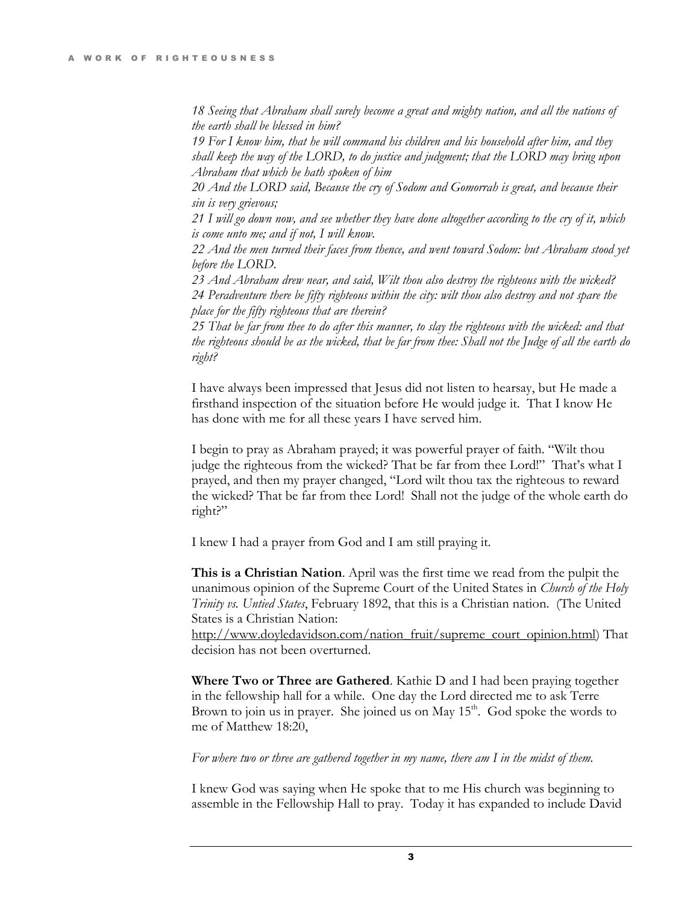*18 Seeing that Abraham shall surely become a great and mighty nation, and all the nations of the earth shall be blessed in him?*
*19 For I know him, that he will command his children and his household after him, and they shall keep the way of the LORD, to do justice and judgment; that the LORD may bring upon Abraham that which he hath spoken of him*
*20 And the LORD said, Because the cry of Sodom and Gomorrah is great, and because their sin is very grievous;*
*21 I will go down now, and see whether they have done altogether according to the cry of it, which is come unto me; and if not, I will know.*
*22 And the men turned their faces from thence, and went toward Sodom: but Abraham stood yet before the LORD.*
*23 And Abraham drew near, and said, Wilt thou also destroy the righteous with the wicked?*
*24 Peradventure there be fifty righteous within the city: wilt thou also destroy and not spare the place for the fifty righteous that are therein?*
*25 That be far from thee to do after this manner, to slay the righteous with the wicked: and that the righteous should be as the wicked, that be far from thee: Shall not the Judge of all the earth do right?*

I have always been impressed that Jesus did not listen to hearsay, but He made a firsthand inspection of the situation before He would judge it. That I know He has done with me for all these years I have served him.

I begin to pray as Abraham prayed; it was powerful prayer of faith. "Wilt thou judge the righteous from the wicked? That be far from thee Lord!" That's what I prayed, and then my prayer changed, "Lord wilt thou tax the righteous to reward the wicked? That be far from thee Lord! Shall not the judge of the whole earth do right?"

I knew I had a prayer from God and I am still praying it.

**This is a Christian Nation**. April was the first time we read from the pulpit the unanimous opinion of the Supreme Court of the United States in *Church of the Holy Trinity vs. Untied States*, February 1892, that this is a Christian nation. (The United States is a Christian Nation: http://www.doyledavidson.com/nation_fruit/supreme_court_opinion.html) That decision has not been overturned.

**Where Two or Three are Gathered**. Kathie D and I had been praying together in the fellowship hall for a while. One day the Lord directed me to ask Terre Brown to join us in prayer. She joined us on May 15th. God spoke the words to me of Matthew 18:20,

*For where two or three are gathered together in my name, there am I in the midst of them.*

I knew God was saying when He spoke that to me His church was beginning to assemble in the Fellowship Hall to pray. Today it has expanded to include David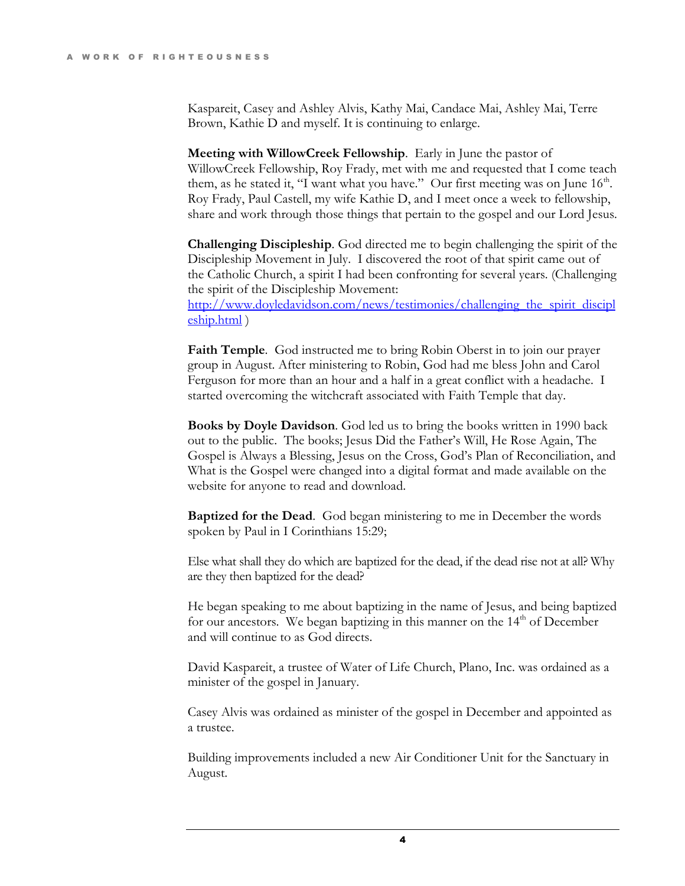Kaspareit, Casey and Ashley Alvis, Kathy Mai, Candace Mai, Ashley Mai, Terre Brown, Kathie D and myself. It is continuing to enlarge.

**Meeting with WillowCreek Fellowship**. Early in June the pastor of WillowCreek Fellowship, Roy Frady, met with me and requested that I come teach them, as he stated it, "I want what you have." Our first meeting was on June 16th. Roy Frady, Paul Castell, my wife Kathie D, and I meet once a week to fellowship, share and work through those things that pertain to the gospel and our Lord Jesus.

**Challenging Discipleship**. God directed me to begin challenging the spirit of the Discipleship Movement in July. I discovered the root of that spirit came out of the Catholic Church, a spirit I had been confronting for several years. (Challenging the spirit of the Discipleship Movement: [http://www.doyledavidson.com/news/testimonies/challenging_the_spirit_discipleship.html](http://www.doyledavidson.com/news/testimonies/challenging_the_spirit_discipleship.html) )

**Faith Temple**. God instructed me to bring Robin Oberst in to join our prayer group in August. After ministering to Robin, God had me bless John and Carol Ferguson for more than an hour and a half in a great conflict with a headache. I started overcoming the witchcraft associated with Faith Temple that day.

**Books by Doyle Davidson**. God led us to bring the books written in 1990 back out to the public. The books; Jesus Did the Father's Will, He Rose Again, The Gospel is Always a Blessing, Jesus on the Cross, God's Plan of Reconciliation, and What is the Gospel were changed into a digital format and made available on the website for anyone to read and download.

**Baptized for the Dead**. God began ministering to me in December the words spoken by Paul in I Corinthians 15:29;

Else what shall they do which are baptized for the dead, if the dead rise not at all? Why are they then baptized for the dead?

He began speaking to me about baptizing in the name of Jesus, and being baptized for our ancestors. We began baptizing in this manner on the 14th of December and will continue to as God directs.

David Kaspareit, a trustee of Water of Life Church, Plano, Inc. was ordained as a minister of the gospel in January.

Casey Alvis was ordained as minister of the gospel in December and appointed as a trustee.

Building improvements included a new Air Conditioner Unit for the Sanctuary in August.